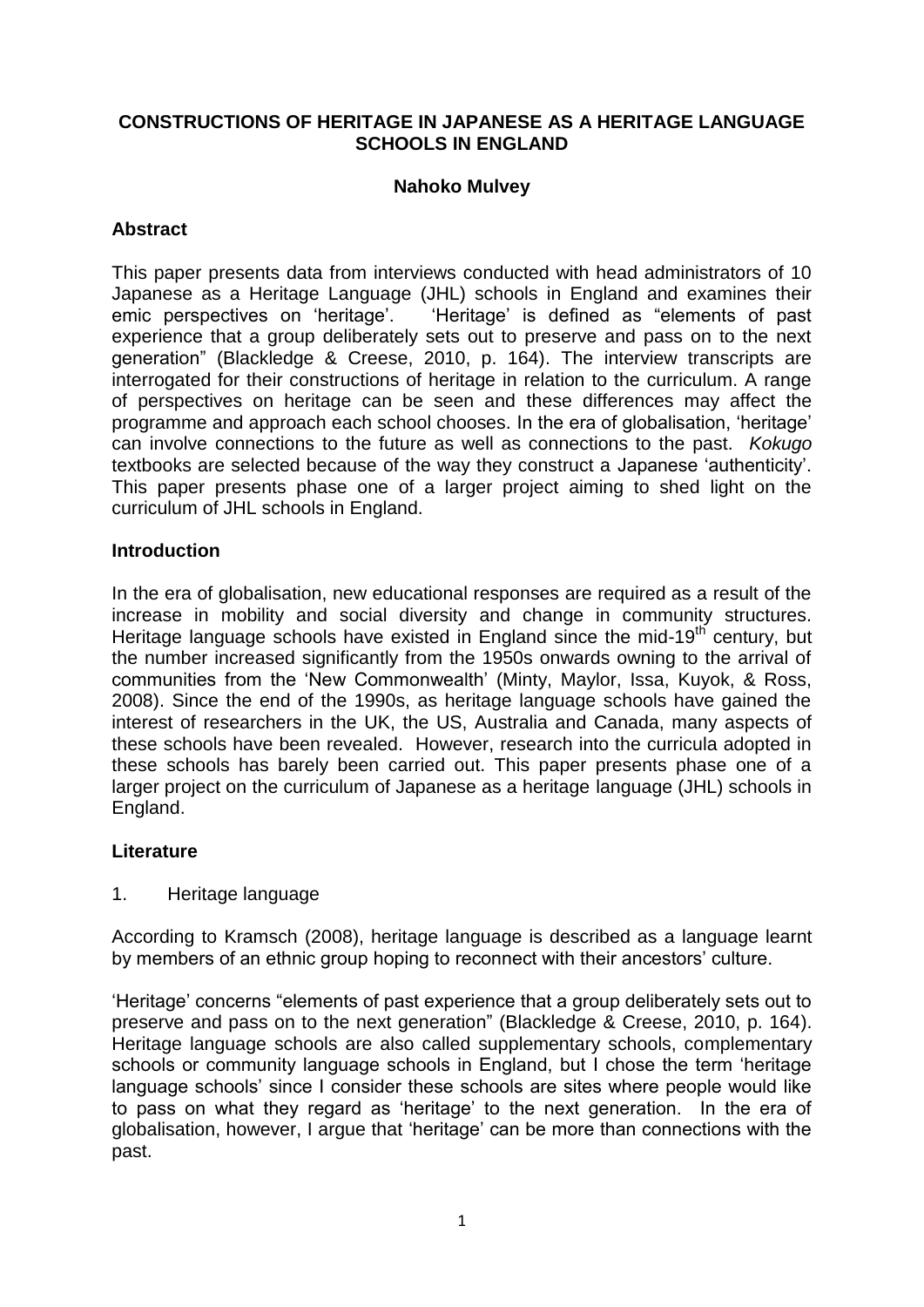# CONSTRUCTIONS OF HERITAGE IN JAPANESE AS A HERITAGE LANGUAGE SCHOOLS IN ENGLAND

**Nahoko Mulvey**

## Abstract

This paper presents data from interviews conducted with head administrators of 10 Japanese as a Heritage Language (JHL) schools in England and examines their emic perspectives on 'heritage'. 'Heritage' is defined as "elements of past experience that a group deliberately sets out to preserve and pass on to the next generation" (Blackledge & Creese, 2010, p. 164). The interview transcripts are interrogated for their constructions of heritage in relation to the curriculum. A range of perspectives on heritage can be seen and these differences may affect the programme and approach each school chooses. In the era of globalisation, 'heritage' can involve connections to the future as well as connections to the past. *Kokugo* textbooks are selected because of the way they construct a Japanese 'authenticity'. This paper presents phase one of a larger project aiming to shed light on the curriculum of JHL schools in England.

## Introduction

In the era of globalisation, new educational responses are required as a result of the increase in mobility and social diversity and change in community structures. Heritage language schools have existed in England since the mid-19th century, but the number increased significantly from the 1950s onwards owning to the arrival of communities from the 'New Commonwealth' (Minty, Maylor, Issa, Kuyok, & Ross, 2008). Since the end of the 1990s, as heritage language schools have gained the interest of researchers in the UK, the US, Australia and Canada, many aspects of these schools have been revealed. However, research into the curricula adopted in these schools has barely been carried out. This paper presents phase one of a larger project on the curriculum of Japanese as a heritage language (JHL) schools in England.

## Literature

1. Heritage language

According to Kramsch (2008), heritage language is described as a language learnt by members of an ethnic group hoping to reconnect with their ancestors' culture.

'Heritage' concerns "elements of past experience that a group deliberately sets out to preserve and pass on to the next generation" (Blackledge & Creese, 2010, p. 164). Heritage language schools are also called supplementary schools, complementary schools or community language schools in England, but I chose the term 'heritage language schools' since I consider these schools are sites where people would like to pass on what they regard as 'heritage' to the next generation. In the era of globalisation, however, I argue that 'heritage' can be more than connections with the past.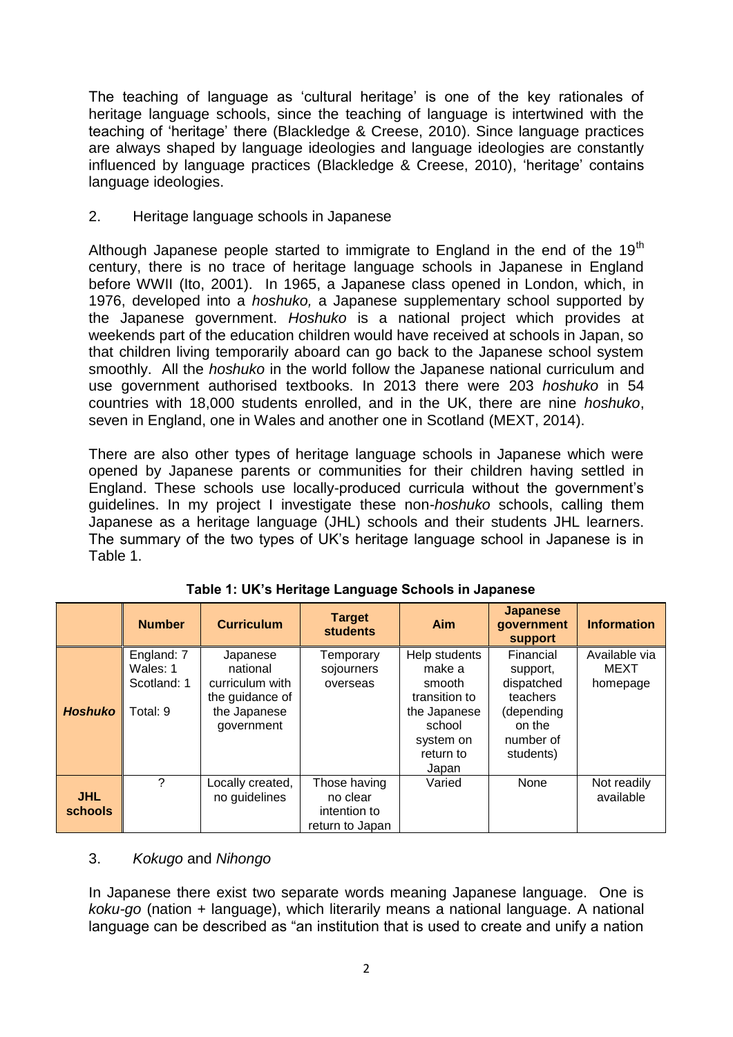The teaching of language as 'cultural heritage' is one of the key rationales of heritage language schools, since the teaching of language is intertwined with the teaching of 'heritage' there (Blackledge & Creese, 2010). Since language practices are always shaped by language ideologies and language ideologies are constantly influenced by language practices (Blackledge & Creese, 2010), 'heritage' contains language ideologies.

## 2. Heritage language schools in Japanese

Although Japanese people started to immigrate to England in the end of the 19th century, there is no trace of heritage language schools in Japanese in England before WWII (Ito, 2001). In 1965, a Japanese class opened in London, which, in 1976, developed into a *hoshuko,* a Japanese supplementary school supported by the Japanese government. *Hoshuko* is a national project which provides at weekends part of the education children would have received at schools in Japan, so that children living temporarily aboard can go back to the Japanese school system smoothly. All the *hoshuko* in the world follow the Japanese national curriculum and use government authorised textbooks. In 2013 there were 203 *hoshuko* in 54 countries with 18,000 students enrolled, and in the UK, there are nine *hoshuko*, seven in England, one in Wales and another one in Scotland (MEXT, 2014).

There are also other types of heritage language schools in Japanese which were opened by Japanese parents or communities for their children having settled in England. These schools use locally-produced curricula without the government's guidelines. In my project I investigate these non-*hoshuko* schools, calling them Japanese as a heritage language (JHL) schools and their students JHL learners. The summary of the two types of UK's heritage language school in Japanese is in Table 1.

**Table 1: UK's Heritage Language Schools in Japanese**

| | Number | Curriculum | Target students | Aim | Japanese government support | Information |
|---|---|---|---|---|---|---|
| ***Hoshuko*** | England: 7<br>Wales: 1<br>Scotland: 1<br><br>Total: 9 | Japanese national curriculum with the guidance of the Japanese government | Temporary sojourners overseas | Help students make a smooth transition to the Japanese school system on return to Japan | Financial support, dispatched teachers (depending on the number of students) | Available via MEXT homepage |
| **JHL schools** | ? | Locally created, no guidelines | Those having no clear intention to return to Japan | Varied | None | Not readily available |

## 3. *Kokugo* and *Nihongo*

In Japanese there exist two separate words meaning Japanese language. One is *koku-go* (nation + language), which literarily means a national language. A national language can be described as "an institution that is used to create and unify a nation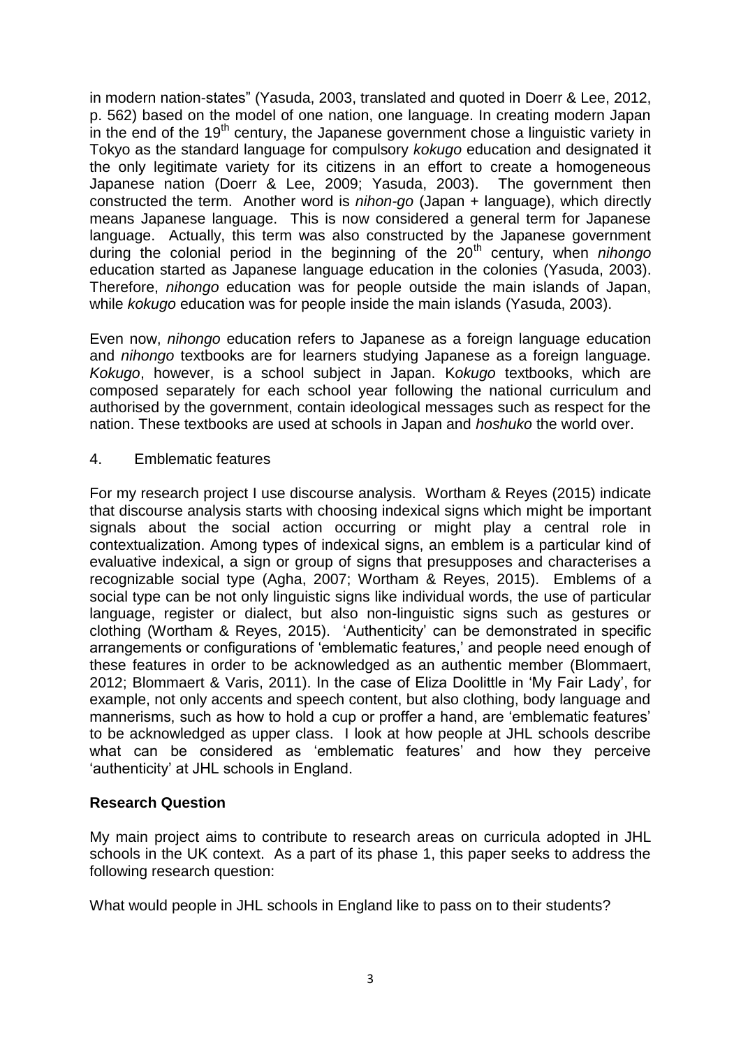in modern nation-states" (Yasuda, 2003, translated and quoted in Doerr & Lee, 2012, p. 562) based on the model of one nation, one language. In creating modern Japan in the end of the 19th century, the Japanese government chose a linguistic variety in Tokyo as the standard language for compulsory *kokugo* education and designated it the only legitimate variety for its citizens in an effort to create a homogeneous Japanese nation (Doerr & Lee, 2009; Yasuda, 2003). The government then constructed the term. Another word is *nihon-go* (Japan + language), which directly means Japanese language. This is now considered a general term for Japanese language. Actually, this term was also constructed by the Japanese government during the colonial period in the beginning of the 20th century, when *nihongo* education started as Japanese language education in the colonies (Yasuda, 2003). Therefore, *nihongo* education was for people outside the main islands of Japan, while *kokugo* education was for people inside the main islands (Yasuda, 2003).

Even now, *nihongo* education refers to Japanese as a foreign language education and *nihongo* textbooks are for learners studying Japanese as a foreign language. *Kokugo*, however, is a school subject in Japan. K*okugo* textbooks, which are composed separately for each school year following the national curriculum and authorised by the government, contain ideological messages such as respect for the nation. These textbooks are used at schools in Japan and *hoshuko* the world over.

4. Emblematic features

For my research project I use discourse analysis. Wortham & Reyes (2015) indicate that discourse analysis starts with choosing indexical signs which might be important signals about the social action occurring or might play a central role in contextualization. Among types of indexical signs, an emblem is a particular kind of evaluative indexical, a sign or group of signs that presupposes and characterises a recognizable social type (Agha, 2007; Wortham & Reyes, 2015). Emblems of a social type can be not only linguistic signs like individual words, the use of particular language, register or dialect, but also non-linguistic signs such as gestures or clothing (Wortham & Reyes, 2015). 'Authenticity' can be demonstrated in specific arrangements or configurations of 'emblematic features,' and people need enough of these features in order to be acknowledged as an authentic member (Blommaert, 2012; Blommaert & Varis, 2011). In the case of Eliza Doolittle in 'My Fair Lady', for example, not only accents and speech content, but also clothing, body language and mannerisms, such as how to hold a cup or proffer a hand, are 'emblematic features' to be acknowledged as upper class. I look at how people at JHL schools describe what can be considered as 'emblematic features' and how they perceive 'authenticity' at JHL schools in England.

**Research Question**

My main project aims to contribute to research areas on curricula adopted in JHL schools in the UK context. As a part of its phase 1, this paper seeks to address the following research question:

What would people in JHL schools in England like to pass on to their students?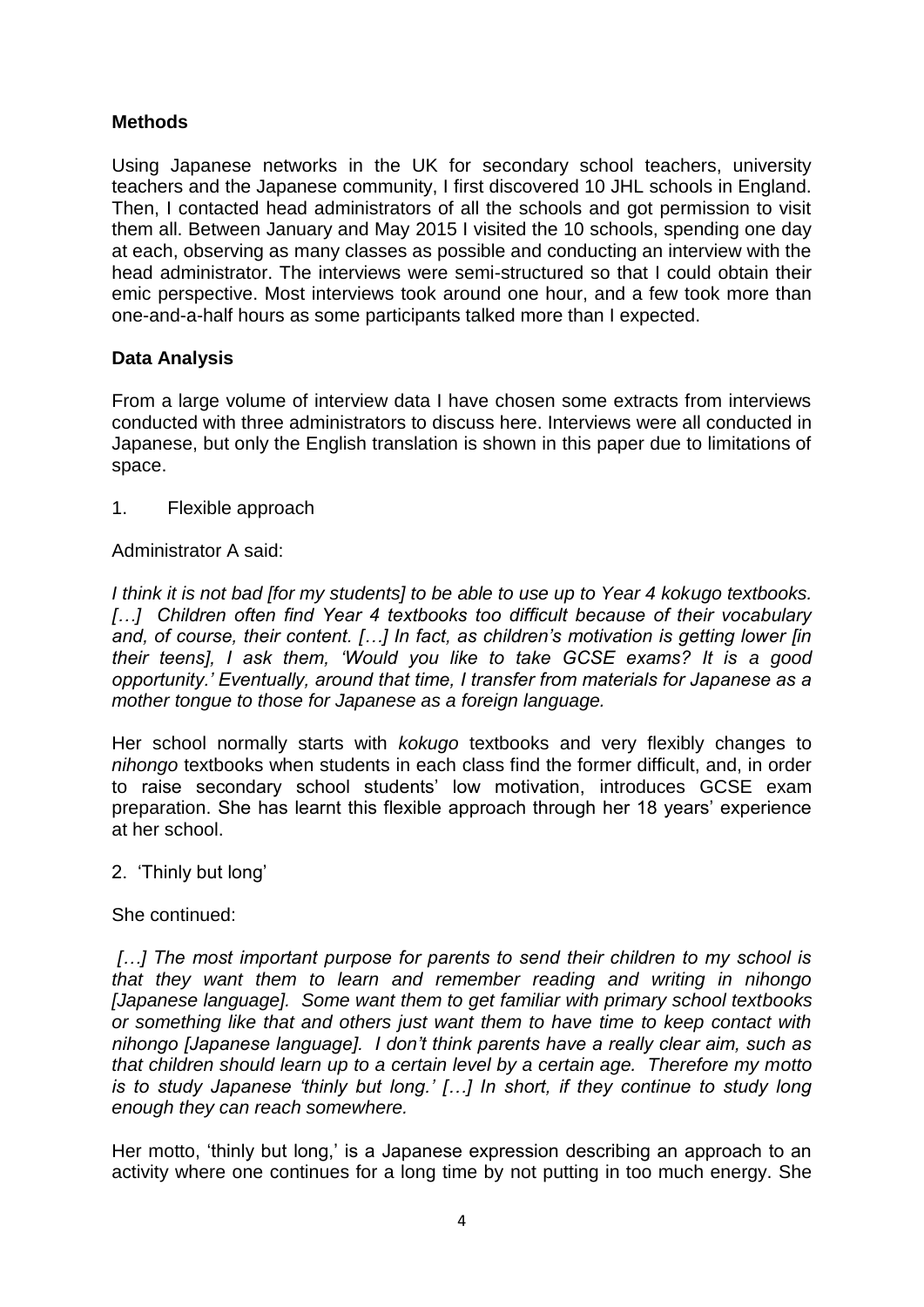## Methods

Using Japanese networks in the UK for secondary school teachers, university teachers and the Japanese community, I first discovered 10 JHL schools in England. Then, I contacted head administrators of all the schools and got permission to visit them all. Between January and May 2015 I visited the 10 schools, spending one day at each, observing as many classes as possible and conducting an interview with the head administrator. The interviews were semi-structured so that I could obtain their emic perspective. Most interviews took around one hour, and a few took more than one-and-a-half hours as some participants talked more than I expected.

## Data Analysis

From a large volume of interview data I have chosen some extracts from interviews conducted with three administrators to discuss here. Interviews were all conducted in Japanese, but only the English translation is shown in this paper due to limitations of space.

1. Flexible approach

Administrator A said:

*I think it is not bad [for my students] to be able to use up to Year 4 kokugo textbooks. […] Children often find Year 4 textbooks too difficult because of their vocabulary and, of course, their content. […] In fact, as children's motivation is getting lower [in their teens], I ask them, 'Would you like to take GCSE exams? It is a good opportunity.' Eventually, around that time, I transfer from materials for Japanese as a mother tongue to those for Japanese as a foreign language.*

Her school normally starts with *kokugo* textbooks and very flexibly changes to *nihongo* textbooks when students in each class find the former difficult, and, in order to raise secondary school students' low motivation, introduces GCSE exam preparation. She has learnt this flexible approach through her 18 years' experience at her school.

2. 'Thinly but long'

She continued:

*[…] The most important purpose for parents to send their children to my school is that they want them to learn and remember reading and writing in nihongo [Japanese language]. Some want them to get familiar with primary school textbooks or something like that and others just want them to have time to keep contact with nihongo [Japanese language]. I don't think parents have a really clear aim, such as that children should learn up to a certain level by a certain age. Therefore my motto is to study Japanese 'thinly but long.' […] In short, if they continue to study long enough they can reach somewhere.*

Her motto, 'thinly but long,' is a Japanese expression describing an approach to an activity where one continues for a long time by not putting in too much energy. She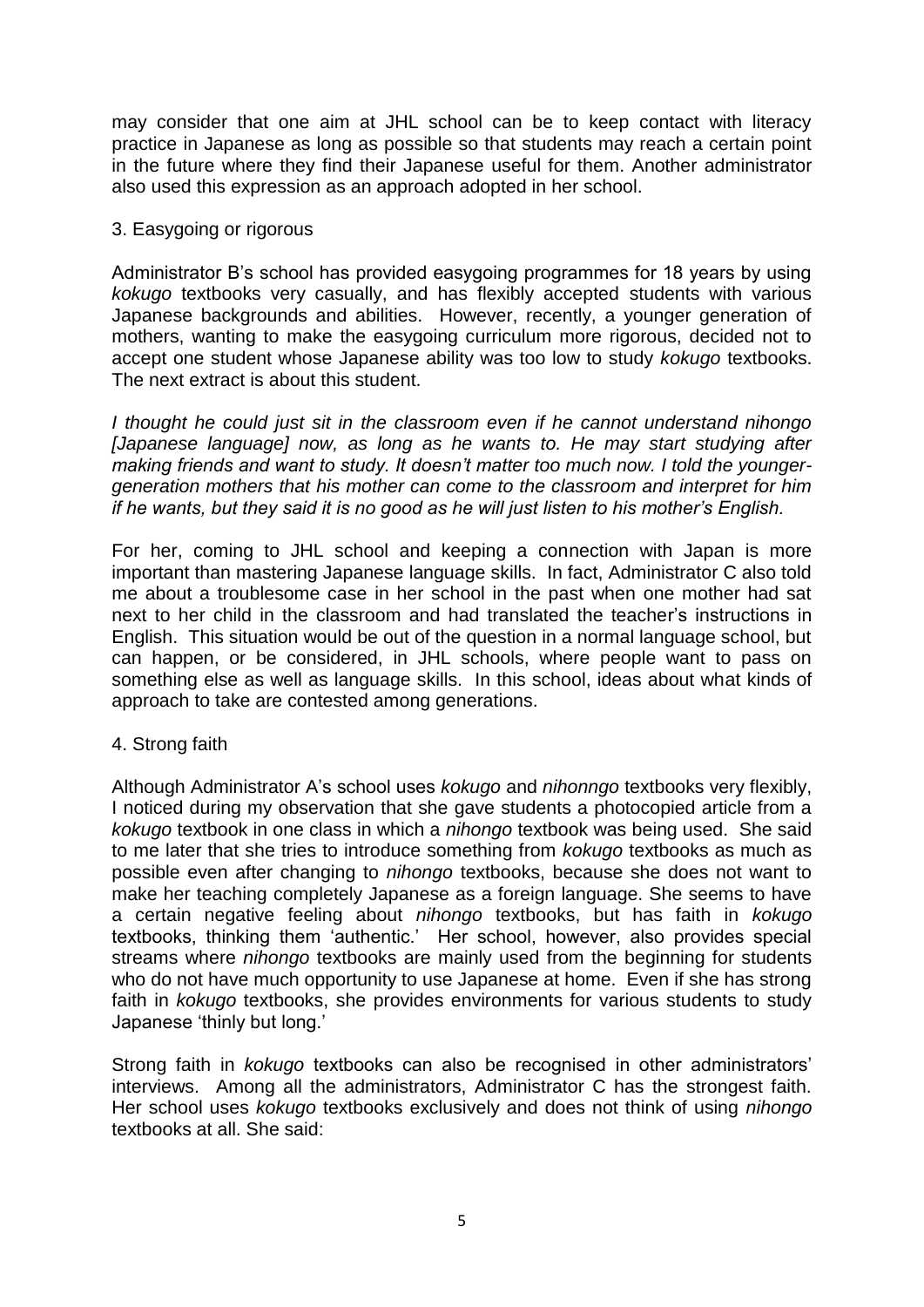may consider that one aim at JHL school can be to keep contact with literacy practice in Japanese as long as possible so that students may reach a certain point in the future where they find their Japanese useful for them. Another administrator also used this expression as an approach adopted in her school.

### 3. Easygoing or rigorous

Administrator B's school has provided easygoing programmes for 18 years by using *kokugo* textbooks very casually, and has flexibly accepted students with various Japanese backgrounds and abilities. However, recently, a younger generation of mothers, wanting to make the easygoing curriculum more rigorous, decided not to accept one student whose Japanese ability was too low to study *kokugo* textbooks. The next extract is about this student.

*I thought he could just sit in the classroom even if he cannot understand nihongo [Japanese language] now, as long as he wants to. He may start studying after making friends and want to study. It doesn't matter too much now. I told the younger-generation mothers that his mother can come to the classroom and interpret for him if he wants, but they said it is no good as he will just listen to his mother's English.*

For her, coming to JHL school and keeping a connection with Japan is more important than mastering Japanese language skills. In fact, Administrator C also told me about a troublesome case in her school in the past when one mother had sat next to her child in the classroom and had translated the teacher's instructions in English. This situation would be out of the question in a normal language school, but can happen, or be considered, in JHL schools, where people want to pass on something else as well as language skills. In this school, ideas about what kinds of approach to take are contested among generations.

### 4. Strong faith

Although Administrator A's school uses *kokugo* and *nihonngo* textbooks very flexibly, I noticed during my observation that she gave students a photocopied article from a *kokugo* textbook in one class in which a *nihongo* textbook was being used. She said to me later that she tries to introduce something from *kokugo* textbooks as much as possible even after changing to *nihongo* textbooks, because she does not want to make her teaching completely Japanese as a foreign language. She seems to have a certain negative feeling about *nihongo* textbooks, but has faith in *kokugo* textbooks, thinking them 'authentic.' Her school, however, also provides special streams where *nihongo* textbooks are mainly used from the beginning for students who do not have much opportunity to use Japanese at home. Even if she has strong faith in *kokugo* textbooks, she provides environments for various students to study Japanese 'thinly but long.'

Strong faith in *kokugo* textbooks can also be recognised in other administrators' interviews. Among all the administrators, Administrator C has the strongest faith. Her school uses *kokugo* textbooks exclusively and does not think of using *nihongo* textbooks at all. She said: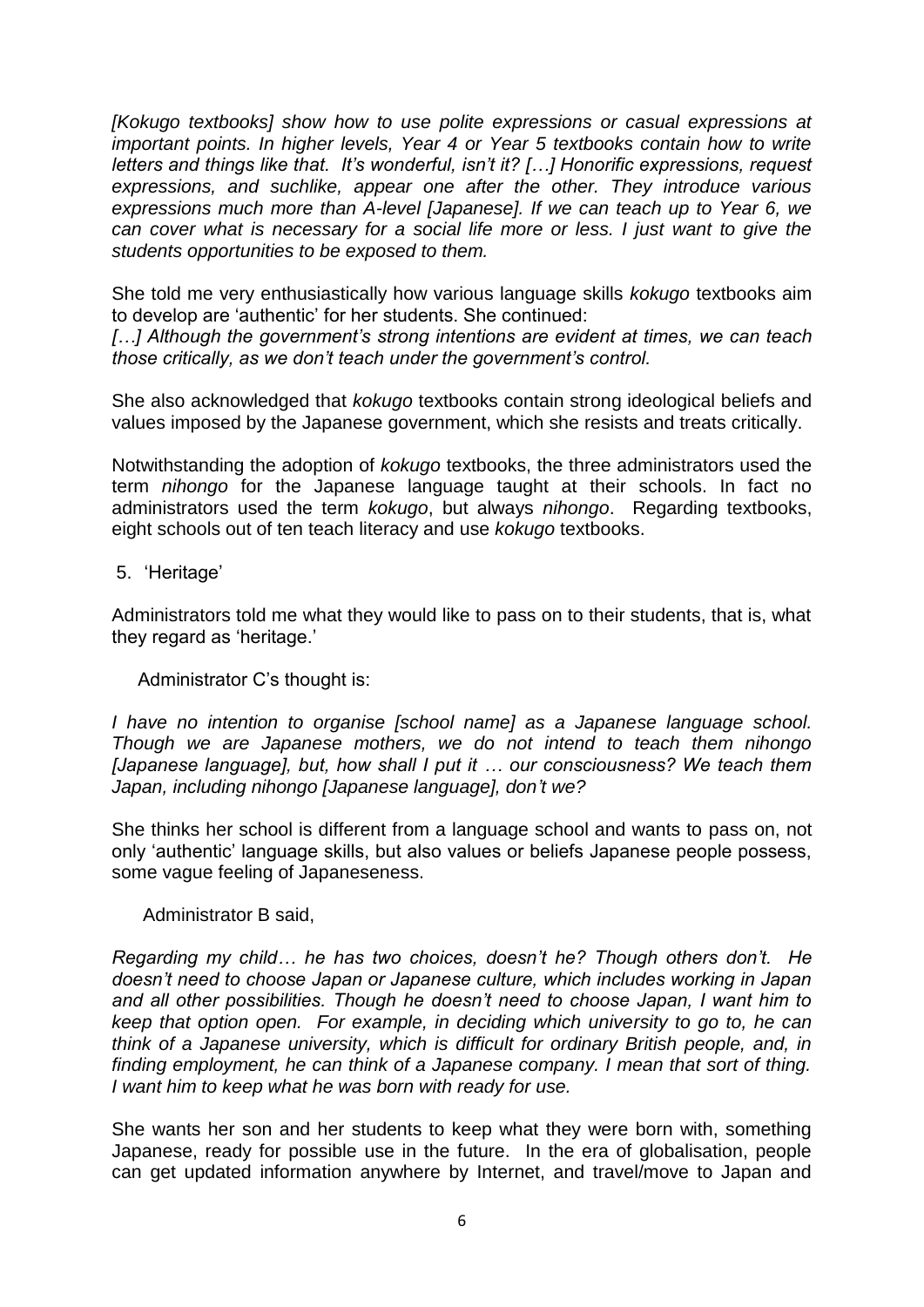*[Kokugo textbooks] show how to use polite expressions or casual expressions at important points. In higher levels, Year 4 or Year 5 textbooks contain how to write letters and things like that. It's wonderful, isn't it? […] Honorific expressions, request expressions, and suchlike, appear one after the other. They introduce various expressions much more than A-level [Japanese]. If we can teach up to Year 6, we can cover what is necessary for a social life more or less. I just want to give the students opportunities to be exposed to them.*

She told me very enthusiastically how various language skills *kokugo* textbooks aim to develop are 'authentic' for her students. She continued:

*[…] Although the government's strong intentions are evident at times, we can teach those critically, as we don't teach under the government's control.*

She also acknowledged that *kokugo* textbooks contain strong ideological beliefs and values imposed by the Japanese government, which she resists and treats critically.

Notwithstanding the adoption of *kokugo* textbooks, the three administrators used the term *nihongo* for the Japanese language taught at their schools. In fact no administrators used the term *kokugo*, but always *nihongo*. Regarding textbooks, eight schools out of ten teach literacy and use *kokugo* textbooks.

## 5. 'Heritage'

Administrators told me what they would like to pass on to their students, that is, what they regard as 'heritage.'

Administrator C's thought is:

*I have no intention to organise [school name] as a Japanese language school. Though we are Japanese mothers, we do not intend to teach them nihongo [Japanese language], but, how shall I put it … our consciousness? We teach them Japan, including nihongo [Japanese language], don't we?*

She thinks her school is different from a language school and wants to pass on, not only 'authentic' language skills, but also values or beliefs Japanese people possess, some vague feeling of Japaneseness.

Administrator B said,

*Regarding my child… he has two choices, doesn't he? Though others don't. He doesn't need to choose Japan or Japanese culture, which includes working in Japan and all other possibilities. Though he doesn't need to choose Japan, I want him to keep that option open. For example, in deciding which university to go to, he can think of a Japanese university, which is difficult for ordinary British people, and, in finding employment, he can think of a Japanese company. I mean that sort of thing. I want him to keep what he was born with ready for use.*

She wants her son and her students to keep what they were born with, something Japanese, ready for possible use in the future. In the era of globalisation, people can get updated information anywhere by Internet, and travel/move to Japan and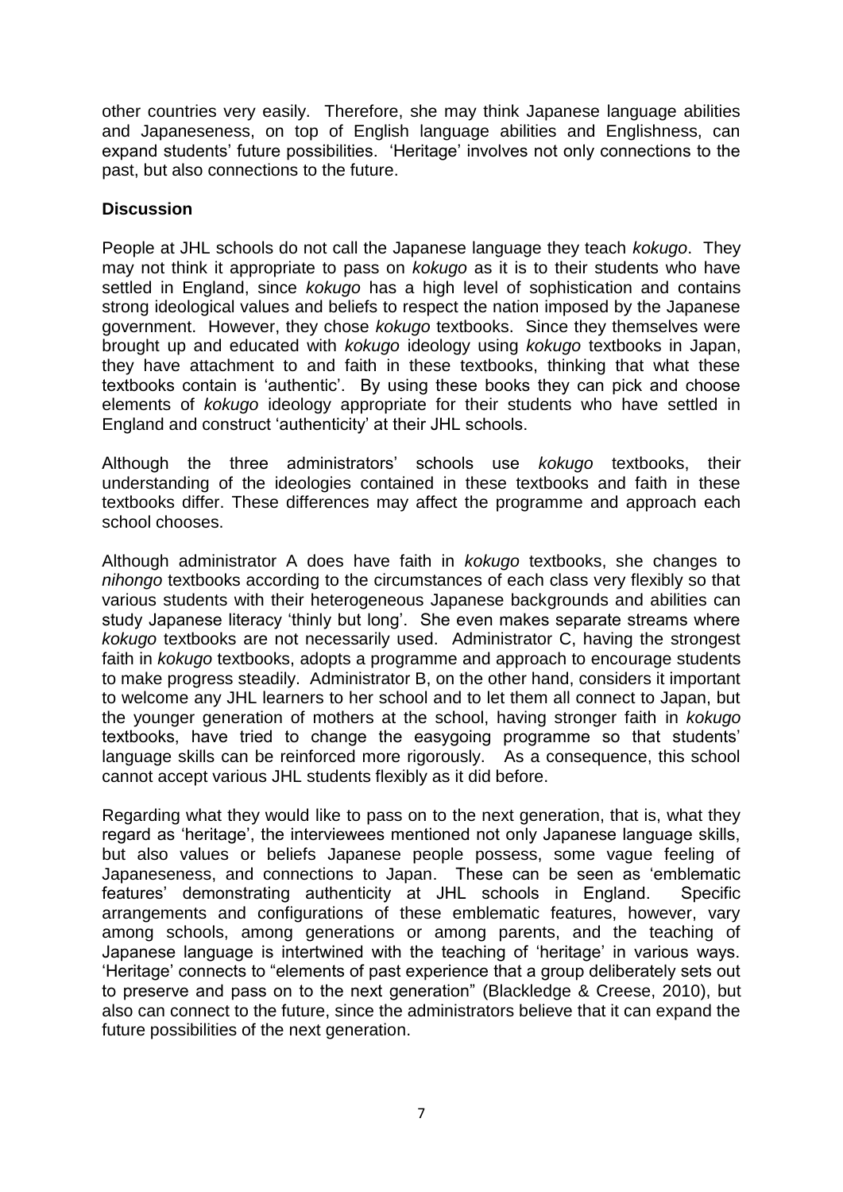other countries very easily. Therefore, she may think Japanese language abilities and Japaneseness, on top of English language abilities and Englishness, can expand students' future possibilities. 'Heritage' involves not only connections to the past, but also connections to the future.

## Discussion

People at JHL schools do not call the Japanese language they teach *kokugo*. They may not think it appropriate to pass on *kokugo* as it is to their students who have settled in England, since *kokugo* has a high level of sophistication and contains strong ideological values and beliefs to respect the nation imposed by the Japanese government. However, they chose *kokugo* textbooks. Since they themselves were brought up and educated with *kokugo* ideology using *kokugo* textbooks in Japan, they have attachment to and faith in these textbooks, thinking that what these textbooks contain is 'authentic'. By using these books they can pick and choose elements of *kokugo* ideology appropriate for their students who have settled in England and construct 'authenticity' at their JHL schools.

Although the three administrators' schools use *kokugo* textbooks, their understanding of the ideologies contained in these textbooks and faith in these textbooks differ. These differences may affect the programme and approach each school chooses.

Although administrator A does have faith in *kokugo* textbooks, she changes to *nihongo* textbooks according to the circumstances of each class very flexibly so that various students with their heterogeneous Japanese backgrounds and abilities can study Japanese literacy 'thinly but long'. She even makes separate streams where *kokugo* textbooks are not necessarily used. Administrator C, having the strongest faith in *kokugo* textbooks, adopts a programme and approach to encourage students to make progress steadily. Administrator B, on the other hand, considers it important to welcome any JHL learners to her school and to let them all connect to Japan, but the younger generation of mothers at the school, having stronger faith in *kokugo* textbooks, have tried to change the easygoing programme so that students' language skills can be reinforced more rigorously. As a consequence, this school cannot accept various JHL students flexibly as it did before.

Regarding what they would like to pass on to the next generation, that is, what they regard as 'heritage', the interviewees mentioned not only Japanese language skills, but also values or beliefs Japanese people possess, some vague feeling of Japaneseness, and connections to Japan. These can be seen as 'emblematic features' demonstrating authenticity at JHL schools in England. Specific arrangements and configurations of these emblematic features, however, vary among schools, among generations or among parents, and the teaching of Japanese language is intertwined with the teaching of 'heritage' in various ways. 'Heritage' connects to "elements of past experience that a group deliberately sets out to preserve and pass on to the next generation" (Blackledge & Creese, 2010), but also can connect to the future, since the administrators believe that it can expand the future possibilities of the next generation.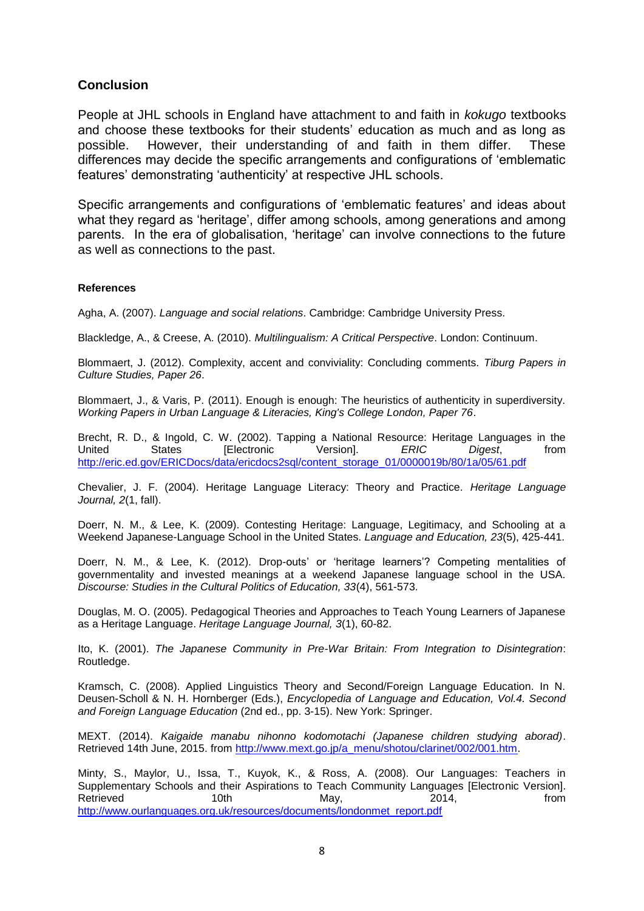## Conclusion

People at JHL schools in England have attachment to and faith in *kokugo* textbooks and choose these textbooks for their students' education as much and as long as possible. However, their understanding of and faith in them differ. These differences may decide the specific arrangements and configurations of 'emblematic features' demonstrating 'authenticity' at respective JHL schools.

Specific arrangements and configurations of 'emblematic features' and ideas about what they regard as 'heritage', differ among schools, among generations and among parents. In the era of globalisation, 'heritage' can involve connections to the future as well as connections to the past.

#### References

Agha, A. (2007). *Language and social relations*. Cambridge: Cambridge University Press.

Blackledge, A., & Creese, A. (2010). *Multilingualism: A Critical Perspective*. London: Continuum.

Blommaert, J. (2012). Complexity, accent and conviviality: Concluding comments. *Tiburg Papers in Culture Studies, Paper 26*.

Blommaert, J., & Varis, P. (2011). Enough is enough: The heuristics of authenticity in superdiversity. *Working Papers in Urban Language & Literacies, King's College London, Paper 76*.

Brecht, R. D., & Ingold, C. W. (2002). Tapping a National Resource: Heritage Languages in the United States [Electronic Version]. *ERIC Digest*, from http://eric.ed.gov/ERICDocs/data/ericdocs2sql/content_storage_01/0000019b/80/1a/05/61.pdf

Chevalier, J. F. (2004). Heritage Language Literacy: Theory and Practice. *Heritage Language Journal, 2*(1, fall).

Doerr, N. M., & Lee, K. (2009). Contesting Heritage: Language, Legitimacy, and Schooling at a Weekend Japanese-Language School in the United States. *Language and Education, 23*(5), 425-441.

Doerr, N. M., & Lee, K. (2012). Drop-outs' or 'heritage learners'? Competing mentalities of governmentality and invested meanings at a weekend Japanese language school in the USA. *Discourse: Studies in the Cultural Politics of Education, 33*(4), 561-573.

Douglas, M. O. (2005). Pedagogical Theories and Approaches to Teach Young Learners of Japanese as a Heritage Language. *Heritage Language Journal, 3*(1), 60-82.

Ito, K. (2001). *The Japanese Community in Pre-War Britain: From Integration to Disintegration*: Routledge.

Kramsch, C. (2008). Applied Linguistics Theory and Second/Foreign Language Education. In N. Deusen-Scholl & N. H. Hornberger (Eds.), *Encyclopedia of Language and Education, Vol.4. Second and Foreign Language Education* (2nd ed., pp. 3-15). New York: Springer.

MEXT. (2014). *Kaigaide manabu nihonno kodomotachi (Japanese children studying aborad)*. Retrieved 14th June, 2015. from http://www.mext.go.jp/a_menu/shotou/clarinet/002/001.htm.

Minty, S., Maylor, U., Issa, T., Kuyok, K., & Ross, A. (2008). Our Languages: Teachers in Supplementary Schools and their Aspirations to Teach Community Languages [Electronic Version]. Retrieved 10th May, 2014, from http://www.ourlanguages.org.uk/resources/documents/londonmet_report.pdf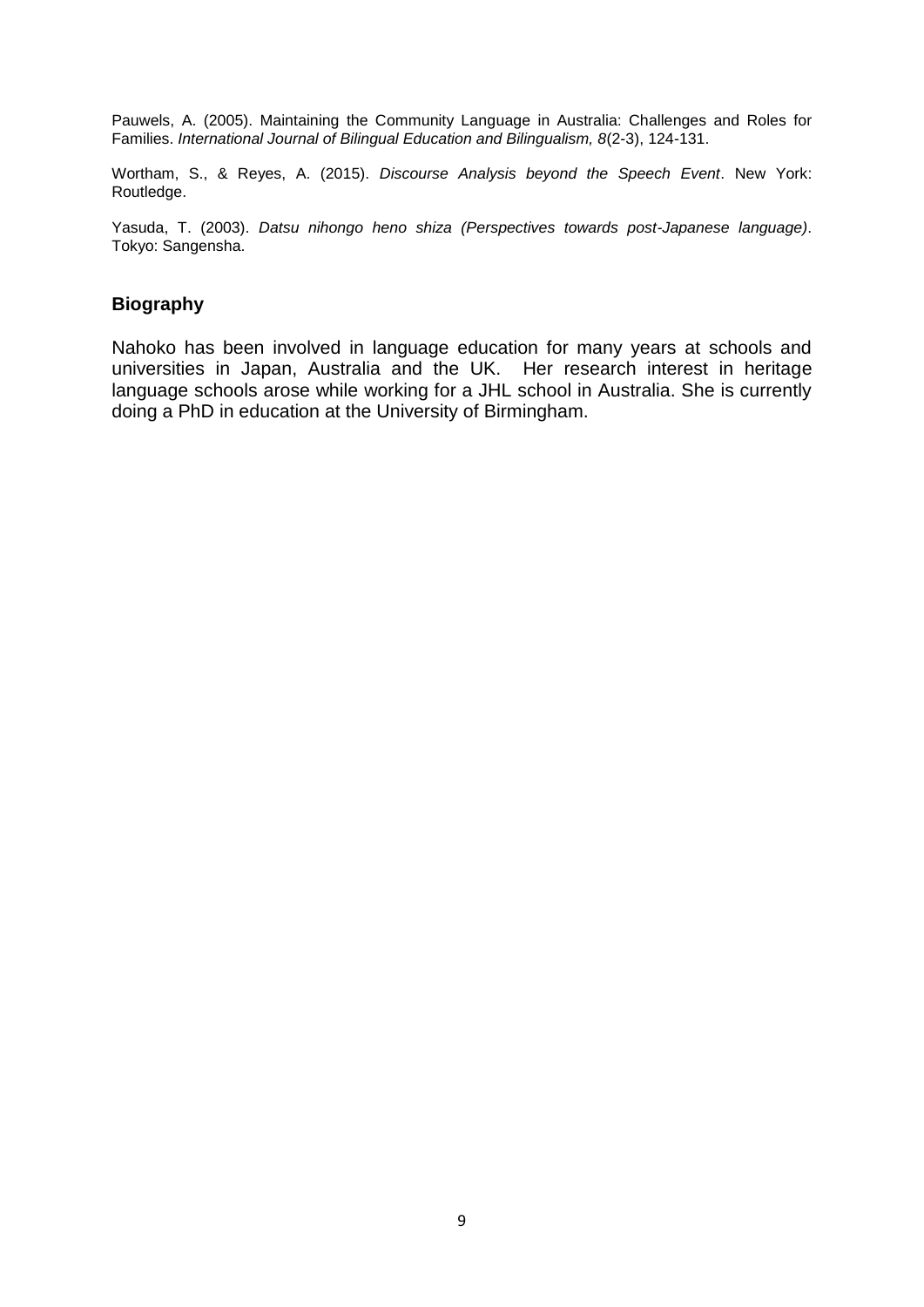Pauwels, A. (2005). Maintaining the Community Language in Australia: Challenges and Roles for Families. *International Journal of Bilingual Education and Bilingualism, 8*(2-3), 124-131.

Wortham, S., & Reyes, A. (2015). *Discourse Analysis beyond the Speech Event*. New York: Routledge.

Yasuda, T. (2003). *Datsu nihongo heno shiza (Perspectives towards post-Japanese language)*. Tokyo: Sangensha.

## Biography

Nahoko has been involved in language education for many years at schools and universities in Japan, Australia and the UK. Her research interest in heritage language schools arose while working for a JHL school in Australia. She is currently doing a PhD in education at the University of Birmingham.